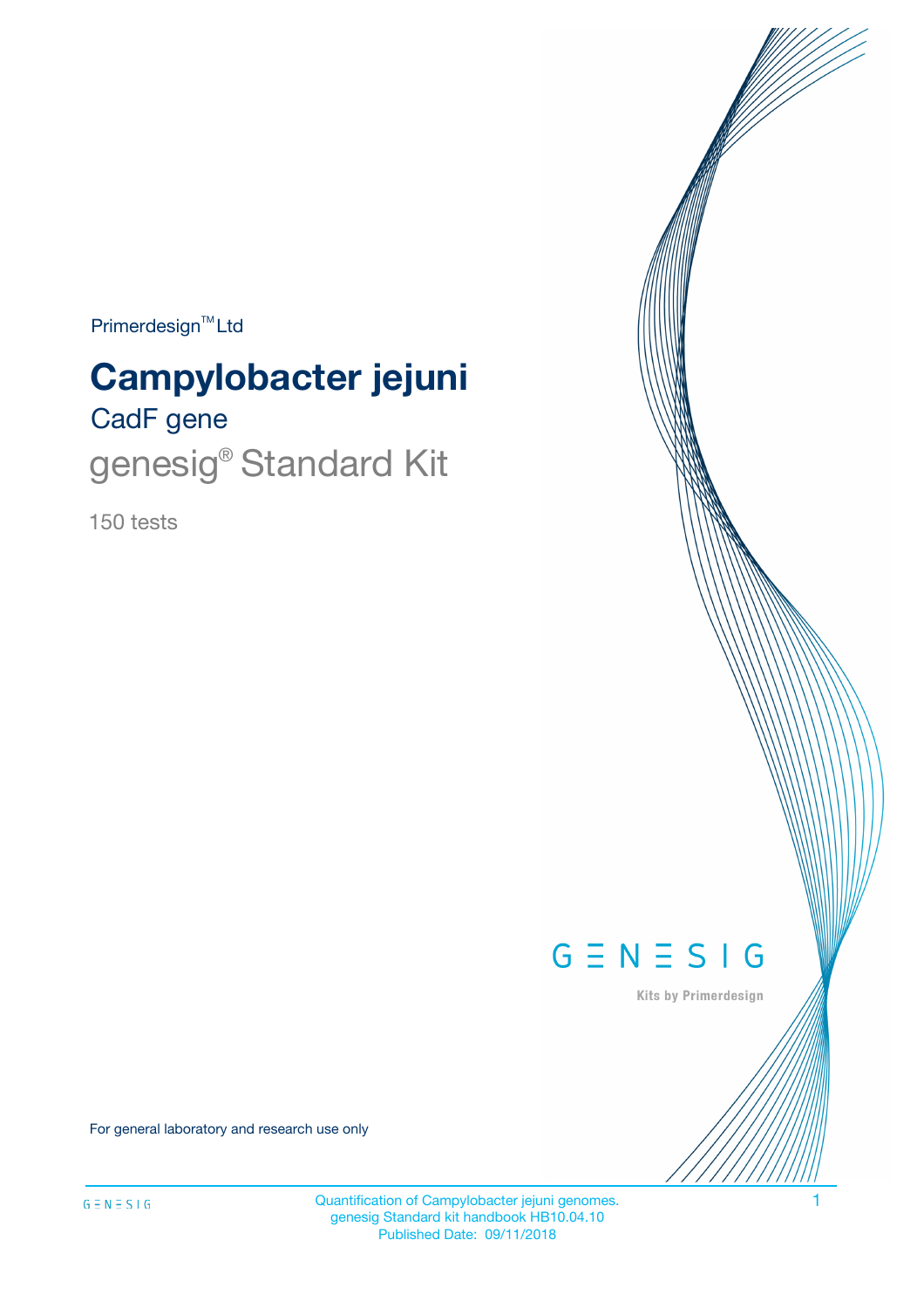Primerdesign™ Ltd

# Campylobacter jejuni

## CadF gene

## genesig® Standard Kit

150 tests

GENESIG

Kits by Primerdesign

For general laboratory and research use only

Quantification of Campylobacter jejuni genomes.
genesig Standard kit handbook HB10.04.10
Published Date: 09/11/2018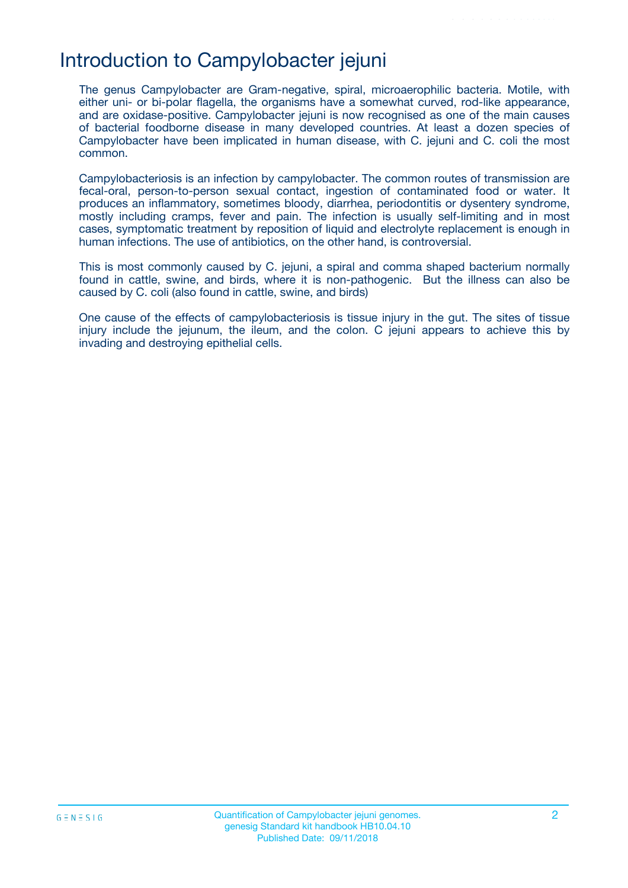# Introduction to Campylobacter jejuni

The genus Campylobacter are Gram-negative, spiral, microaerophilic bacteria. Motile, with either uni- or bi-polar flagella, the organisms have a somewhat curved, rod-like appearance, and are oxidase-positive. Campylobacter jejuni is now recognised as one of the main causes of bacterial foodborne disease in many developed countries. At least a dozen species of Campylobacter have been implicated in human disease, with C. jejuni and C. coli the most common.

Campylobacteriosis is an infection by campylobacter. The common routes of transmission are fecal-oral, person-to-person sexual contact, ingestion of contaminated food or water. It produces an inflammatory, sometimes bloody, diarrhea, periodontitis or dysentery syndrome, mostly including cramps, fever and pain. The infection is usually self-limiting and in most cases, symptomatic treatment by reposition of liquid and electrolyte replacement is enough in human infections. The use of antibiotics, on the other hand, is controversial.

This is most commonly caused by C. jejuni, a spiral and comma shaped bacterium normally found in cattle, swine, and birds, where it is non-pathogenic. But the illness can also be caused by C. coli (also found in cattle, swine, and birds)

One cause of the effects of campylobacteriosis is tissue injury in the gut. The sites of tissue injury include the jejunum, the ileum, and the colon. C jejuni appears to achieve this by invading and destroying epithelial cells.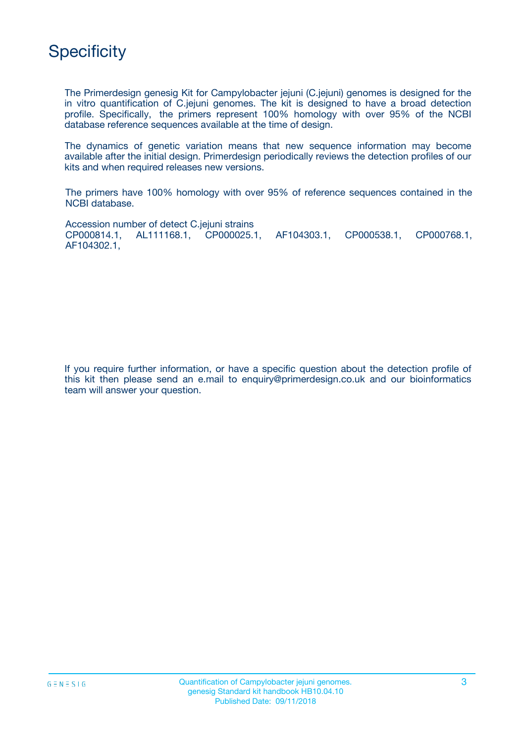# Specificity

The Primerdesign genesig Kit for Campylobacter jejuni (C.jejuni) genomes is designed for the in vitro quantification of C.jejuni genomes. The kit is designed to have a broad detection profile. Specifically, the primers represent 100% homology with over 95% of the NCBI database reference sequences available at the time of design.

The dynamics of genetic variation means that new sequence information may become available after the initial design. Primerdesign periodically reviews the detection profiles of our kits and when required releases new versions.

The primers have 100% homology with over 95% of reference sequences contained in the NCBI database.

Accession number of detect C.jejuni strains
CP000814.1, AL111168.1, CP000025.1, AF104303.1, CP000538.1, CP000768.1, AF104302.1,

If you require further information, or have a specific question about the detection profile of this kit then please send an e.mail to enquiry@primerdesign.co.uk and our bioinformatics team will answer your question.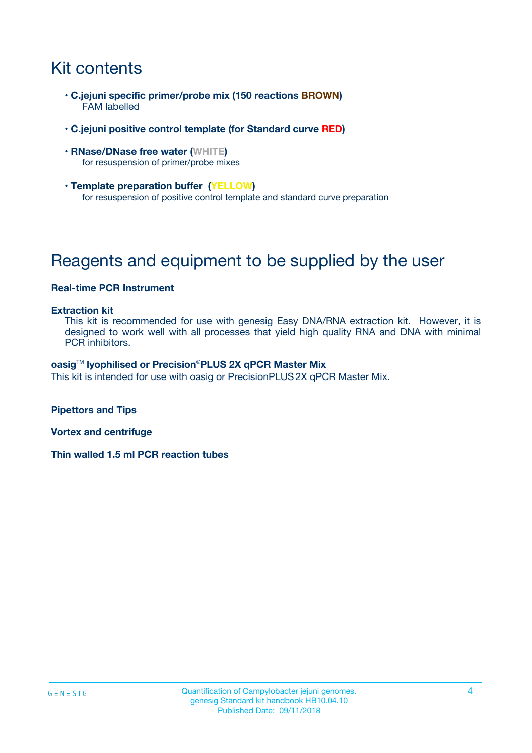# Kit contents

- **C.jejuni specific primer/probe mix (150 reactions BROWN)**
  FAM labelled
- **C.jejuni positive control template (for Standard curve RED)**
- **RNase/DNase free water (WHITE)**
  for resuspension of primer/probe mixes
- **Template preparation buffer (YELLOW)**
  for resuspension of positive control template and standard curve preparation

# Reagents and equipment to be supplied by the user

**Real-time PCR Instrument**

**Extraction kit**
This kit is recommended for use with genesig Easy DNA/RNA extraction kit. However, it is designed to work well with all processes that yield high quality RNA and DNA with minimal PCR inhibitors.

**oasig™ lyophilised or Precision®PLUS 2X qPCR Master Mix**
This kit is intended for use with oasig or PrecisionPLUS 2X qPCR Master Mix.

**Pipettors and Tips**

**Vortex and centrifuge**

**Thin walled 1.5 ml PCR reaction tubes**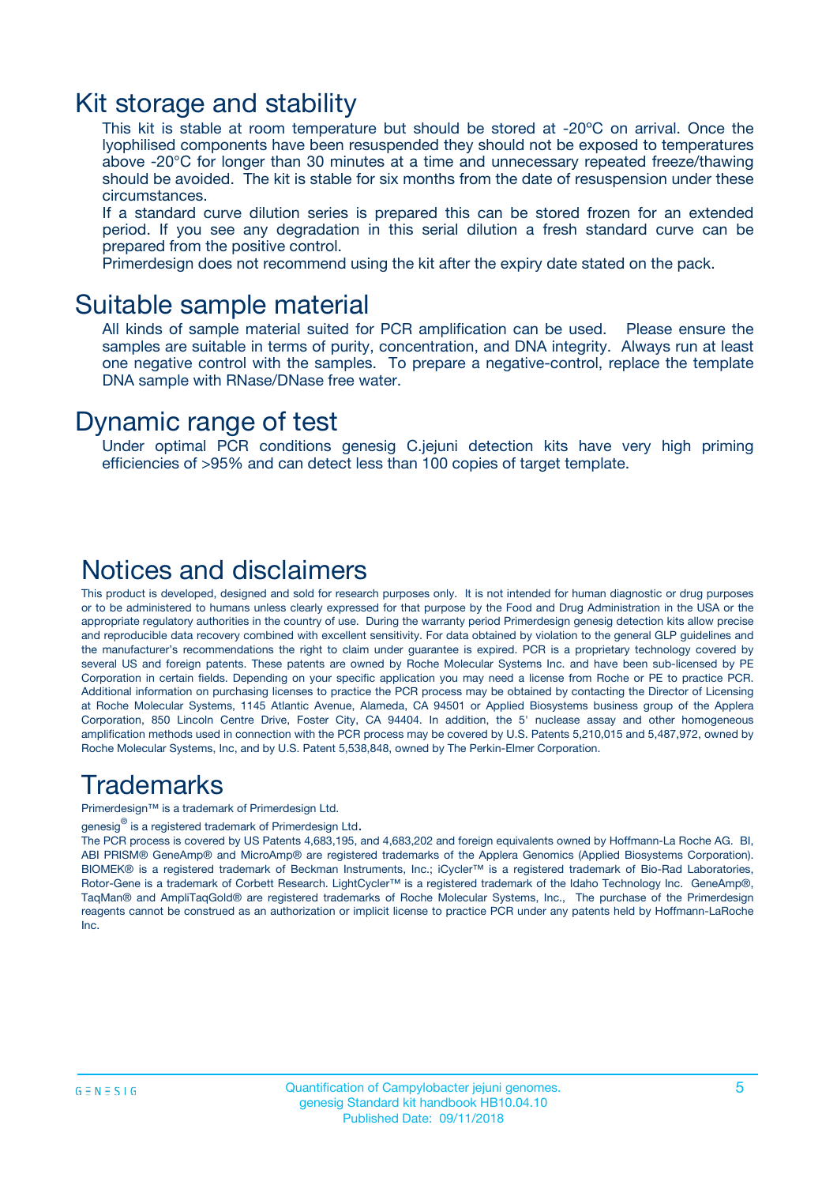## Kit storage and stability

This kit is stable at room temperature but should be stored at -20ºC on arrival. Once the lyophilised components have been resuspended they should not be exposed to temperatures above -20°C for longer than 30 minutes at a time and unnecessary repeated freeze/thawing should be avoided. The kit is stable for six months from the date of resuspension under these circumstances.

If a standard curve dilution series is prepared this can be stored frozen for an extended period. If you see any degradation in this serial dilution a fresh standard curve can be prepared from the positive control.

Primerdesign does not recommend using the kit after the expiry date stated on the pack.

## Suitable sample material

All kinds of sample material suited for PCR amplification can be used. Please ensure the samples are suitable in terms of purity, concentration, and DNA integrity. Always run at least one negative control with the samples. To prepare a negative-control, replace the template DNA sample with RNase/DNase free water.

## Dynamic range of test

Under optimal PCR conditions genesig C.jejuni detection kits have very high priming efficiencies of >95% and can detect less than 100 copies of target template.

## Notices and disclaimers

This product is developed, designed and sold for research purposes only. It is not intended for human diagnostic or drug purposes or to be administered to humans unless clearly expressed for that purpose by the Food and Drug Administration in the USA or the appropriate regulatory authorities in the country of use. During the warranty period Primerdesign genesig detection kits allow precise and reproducible data recovery combined with excellent sensitivity. For data obtained by violation to the general GLP guidelines and the manufacturer's recommendations the right to claim under guarantee is expired. PCR is a proprietary technology covered by several US and foreign patents. These patents are owned by Roche Molecular Systems Inc. and have been sub-licensed by PE Corporation in certain fields. Depending on your specific application you may need a license from Roche or PE to practice PCR. Additional information on purchasing licenses to practice the PCR process may be obtained by contacting the Director of Licensing at Roche Molecular Systems, 1145 Atlantic Avenue, Alameda, CA 94501 or Applied Biosystems business group of the Applera Corporation, 850 Lincoln Centre Drive, Foster City, CA 94404. In addition, the 5' nuclease assay and other homogeneous amplification methods used in connection with the PCR process may be covered by U.S. Patents 5,210,015 and 5,487,972, owned by Roche Molecular Systems, Inc, and by U.S. Patent 5,538,848, owned by The Perkin-Elmer Corporation.

## Trademarks

Primerdesign™ is a trademark of Primerdesign Ltd.

genesig® is a registered trademark of Primerdesign Ltd.

The PCR process is covered by US Patents 4,683,195, and 4,683,202 and foreign equivalents owned by Hoffmann-La Roche AG. BI, ABI PRISM® GeneAmp® and MicroAmp® are registered trademarks of the Applera Genomics (Applied Biosystems Corporation). BIOMEK® is a registered trademark of Beckman Instruments, Inc.; iCycler™ is a registered trademark of Bio-Rad Laboratories, Rotor-Gene is a trademark of Corbett Research. LightCycler™ is a registered trademark of the Idaho Technology Inc. GeneAmp®, TaqMan® and AmpliTaqGold® are registered trademarks of Roche Molecular Systems, Inc., The purchase of the Primerdesign reagents cannot be construed as an authorization or implicit license to practice PCR under any patents held by Hoffmann-LaRoche Inc.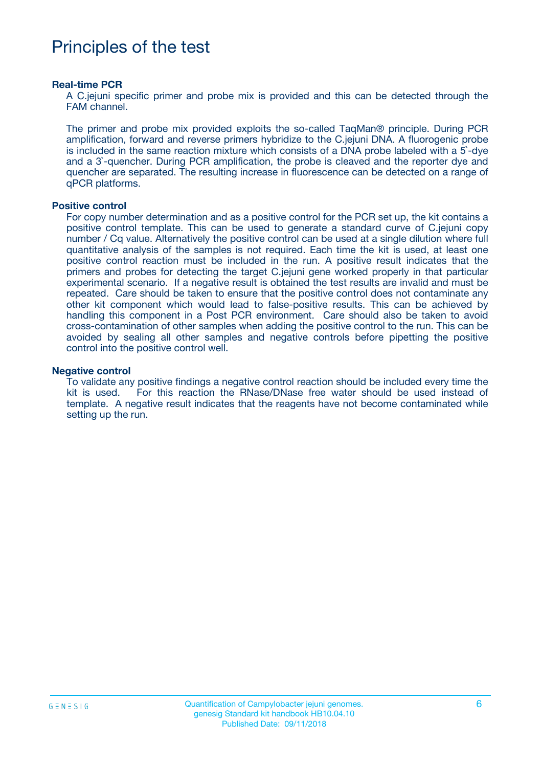# Principles of the test

### Real-time PCR

A C.jejuni specific primer and probe mix is provided and this can be detected through the FAM channel.

The primer and probe mix provided exploits the so-called TaqMan® principle. During PCR amplification, forward and reverse primers hybridize to the C.jejuni DNA. A fluorogenic probe is included in the same reaction mixture which consists of a DNA probe labeled with a 5`-dye and a 3`-quencher. During PCR amplification, the probe is cleaved and the reporter dye and quencher are separated. The resulting increase in fluorescence can be detected on a range of qPCR platforms.

### Positive control

For copy number determination and as a positive control for the PCR set up, the kit contains a positive control template. This can be used to generate a standard curve of C.jejuni copy number / Cq value. Alternatively the positive control can be used at a single dilution where full quantitative analysis of the samples is not required. Each time the kit is used, at least one positive control reaction must be included in the run. A positive result indicates that the primers and probes for detecting the target C.jejuni gene worked properly in that particular experimental scenario. If a negative result is obtained the test results are invalid and must be repeated. Care should be taken to ensure that the positive control does not contaminate any other kit component which would lead to false-positive results. This can be achieved by handling this component in a Post PCR environment. Care should also be taken to avoid cross-contamination of other samples when adding the positive control to the run. This can be avoided by sealing all other samples and negative controls before pipetting the positive control into the positive control well.

### Negative control

To validate any positive findings a negative control reaction should be included every time the kit is used. For this reaction the RNase/DNase free water should be used instead of template. A negative result indicates that the reagents have not become contaminated while setting up the run.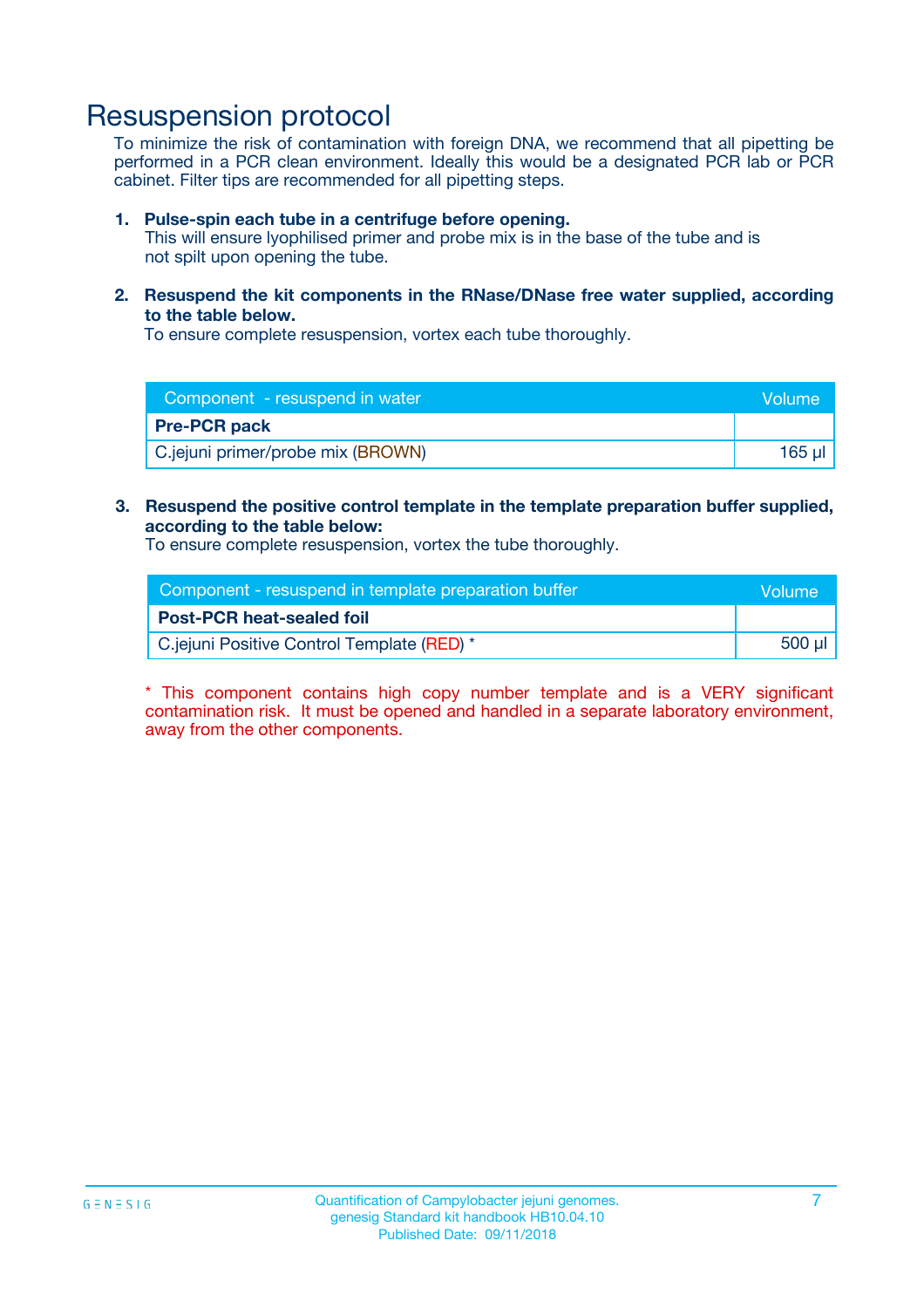# Resuspension protocol

To minimize the risk of contamination with foreign DNA, we recommend that all pipetting be performed in a PCR clean environment. Ideally this would be a designated PCR lab or PCR cabinet. Filter tips are recommended for all pipetting steps.

1. **Pulse-spin each tube in a centrifuge before opening.**
   This will ensure lyophilised primer and probe mix is in the base of the tube and is not spilt upon opening the tube.

2. **Resuspend the kit components in the RNase/DNase free water supplied, according to the table below.**
   To ensure complete resuspension, vortex each tube thoroughly.

| Component - resuspend in water | Volume |
|---|---|
| **Pre-PCR pack** | |
| C.jejuni primer/probe mix (BROWN) | 165 µl |

3. **Resuspend the positive control template in the template preparation buffer supplied, according to the table below:**
   To ensure complete resuspension, vortex the tube thoroughly.

| Component - resuspend in template preparation buffer | Volume |
|---|---|
| **Post-PCR heat-sealed foil** | |
| C.jejuni Positive Control Template (RED) * | 500 µl |

* This component contains high copy number template and is a VERY significant contamination risk. It must be opened and handled in a separate laboratory environment, away from the other components.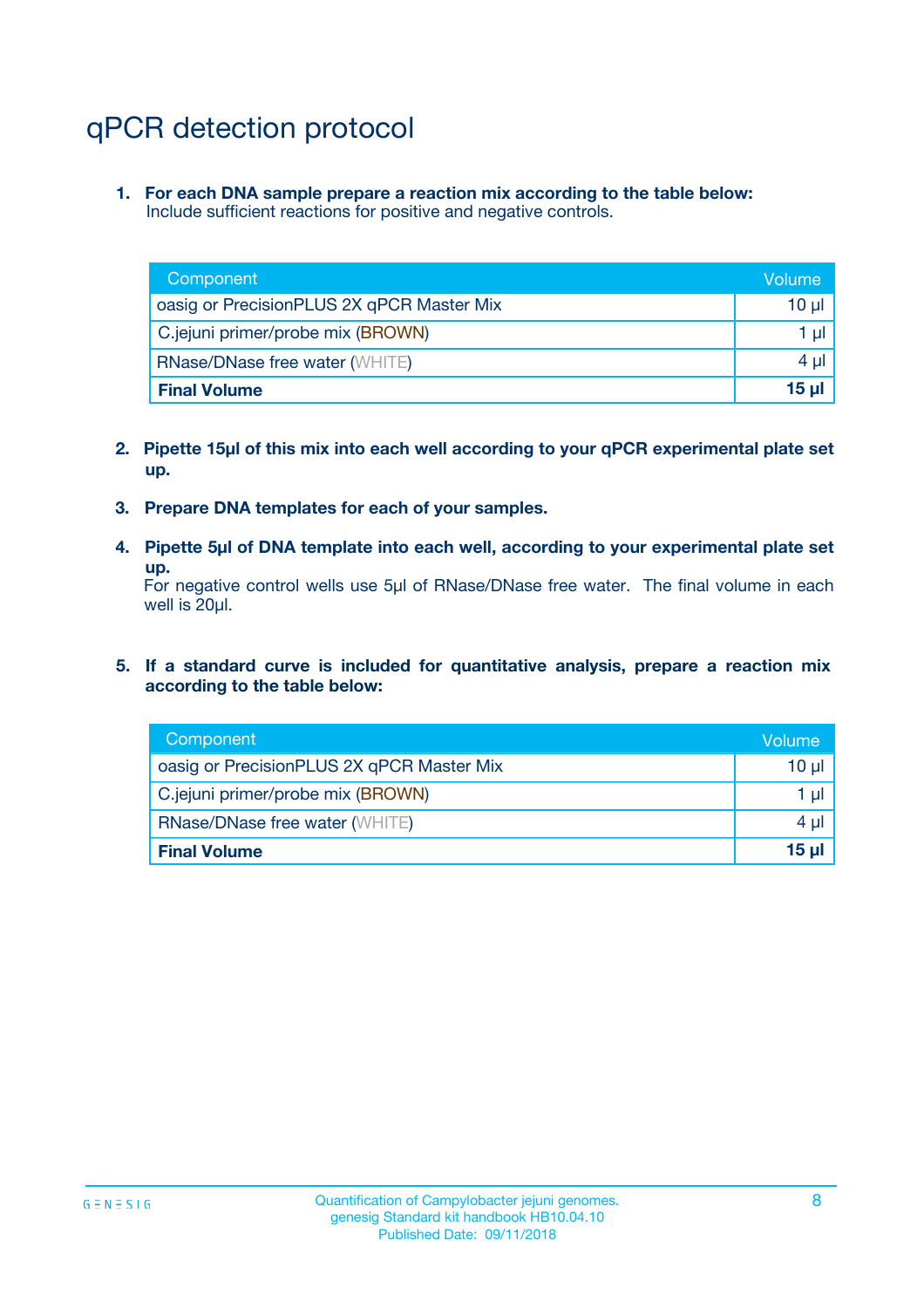# qPCR detection protocol

1. **For each DNA sample prepare a reaction mix according to the table below:**
   Include sufficient reactions for positive and negative controls.

| Component | Volume |
|---|---|
| oasig or PrecisionPLUS 2X qPCR Master Mix | 10 µl |
| C.jejuni primer/probe mix (BROWN) | 1 µl |
| RNase/DNase free water (WHITE) | 4 µl |
| **Final Volume** | **15 µl** |

2. **Pipette 15µl of this mix into each well according to your qPCR experimental plate set up.**

3. **Prepare DNA templates for each of your samples.**

4. **Pipette 5µl of DNA template into each well, according to your experimental plate set up.**
   For negative control wells use 5µl of RNase/DNase free water. The final volume in each well is 20µl.

5. **If a standard curve is included for quantitative analysis, prepare a reaction mix according to the table below:**

| Component | Volume |
|---|---|
| oasig or PrecisionPLUS 2X qPCR Master Mix | 10 µl |
| C.jejuni primer/probe mix (BROWN) | 1 µl |
| RNase/DNase free water (WHITE) | 4 µl |
| **Final Volume** | **15 µl** |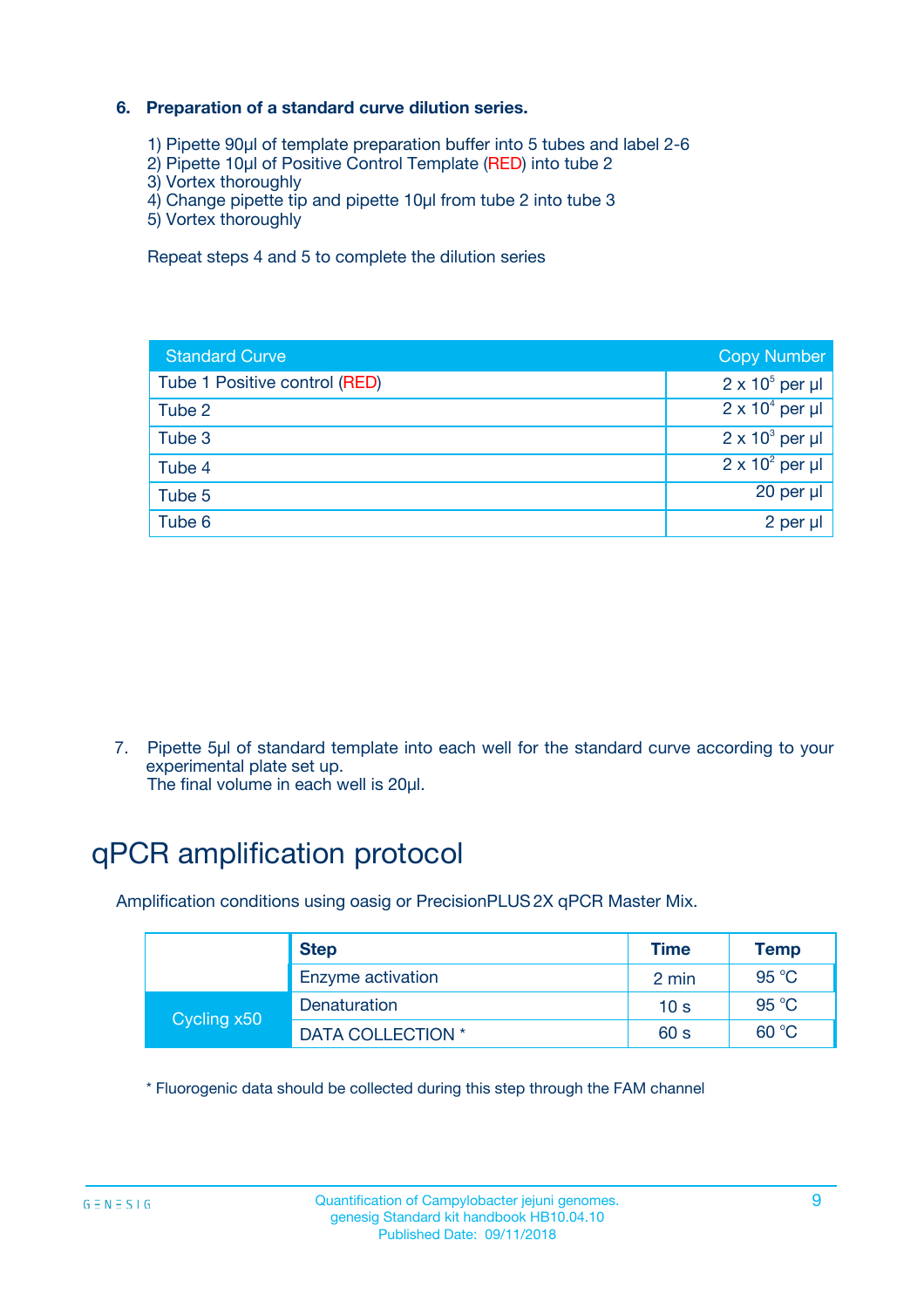### 6. Preparation of a standard curve dilution series.

1) Pipette 90µl of template preparation buffer into 5 tubes and label 2-6
2) Pipette 10µl of Positive Control Template (RED) into tube 2
3) Vortex thoroughly
4) Change pipette tip and pipette 10µl from tube 2 into tube 3
5) Vortex thoroughly

Repeat steps 4 and 5 to complete the dilution series

| Standard Curve | Copy Number |
|---|---|
| Tube 1 Positive control (RED) | $2 \times 10^5$ per µl |
| Tube 2 | $2 \times 10^4$ per µl |
| Tube 3 | $2 \times 10^3$ per µl |
| Tube 4 | $2 \times 10^2$ per µl |
| Tube 5 | 20 per µl |
| Tube 6 | 2 per µl |

7. Pipette 5µl of standard template into each well for the standard curve according to your experimental plate set up.
The final volume in each well is 20µl.

# qPCR amplification protocol

Amplification conditions using oasig or PrecisionPLUS 2X qPCR Master Mix.

| | Step | Time | Temp |
|---|---|---|---|
| | Enzyme activation | 2 min | 95 °C |
| Cycling x50 | Denaturation | 10 s | 95 °C |
| | DATA COLLECTION * | 60 s | 60 °C |

* Fluorogenic data should be collected during this step through the FAM channel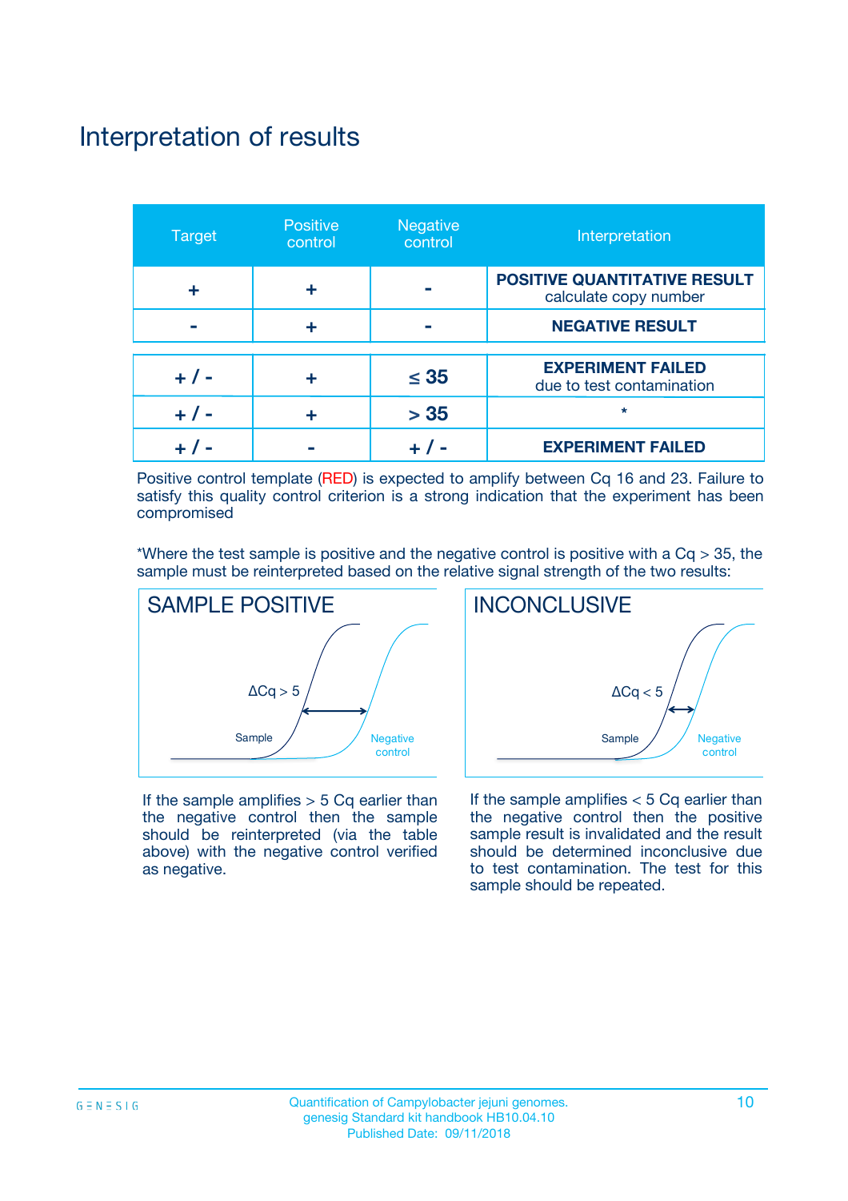# Interpretation of results

| Target | Positive control | Negative control | Interpretation |
|---|---|---|---|
| + | + | - | **POSITIVE QUANTITATIVE RESULT** calculate copy number |
| - | + | - | **NEGATIVE RESULT** |
| + / - | + | ≤ 35 | **EXPERIMENT FAILED** due to test contamination |
| + / - | + | > 35 | * |
| + / - | - | + / - | **EXPERIMENT FAILED** |

Positive control template (RED) is expected to amplify between Cq 16 and 23. Failure to satisfy this quality control criterion is a strong indication that the experiment has been compromised

*Where the test sample is positive and the negative control is positive with a Cq > 35, the sample must be reinterpreted based on the relative signal strength of the two results:

SAMPLE POSITIVE

ΔCq > 5

Sample

Negative control

If the sample amplifies > 5 Cq earlier than the negative control then the sample should be reinterpreted (via the table above) with the negative control verified as negative.

INCONCLUSIVE

ΔCq < 5

Sample

Negative control

If the sample amplifies < 5 Cq earlier than the negative control then the positive sample result is invalidated and the result should be determined inconclusive due to test contamination. The test for this sample should be repeated.